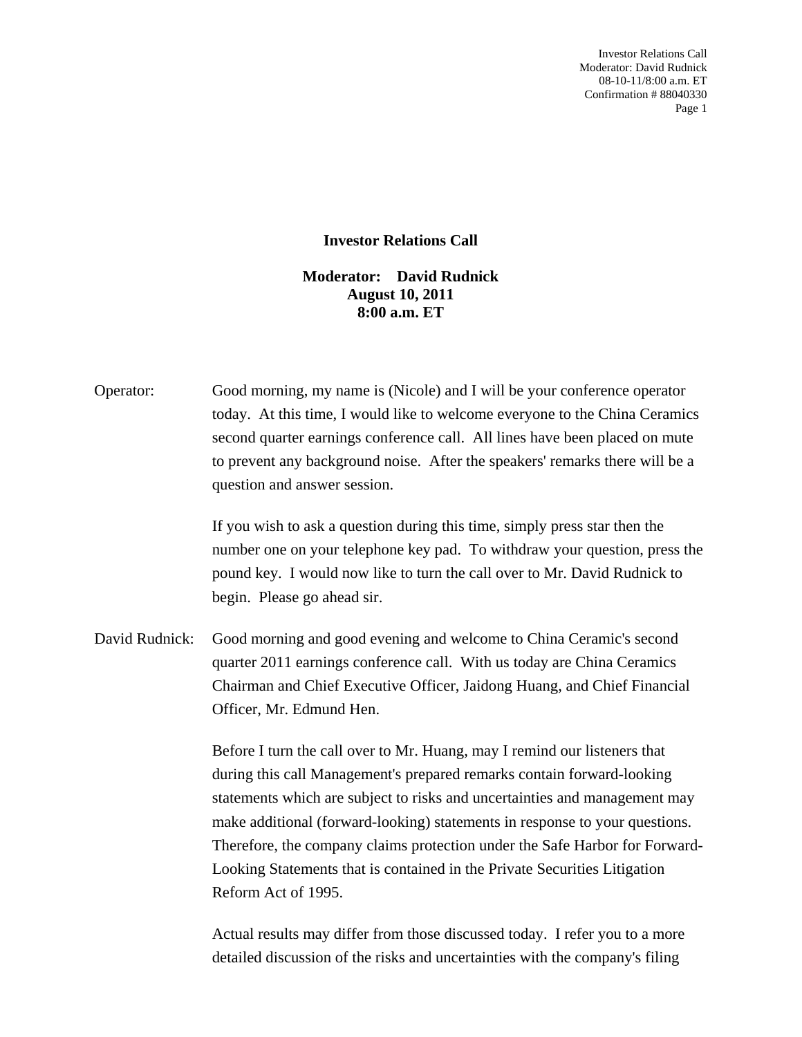# Investor Relations Call

**Moderator: David Rudnick**
**August 10, 2011**
**8:00 a.m. ET**

Operator: Good morning, my name is (Nicole) and I will be your conference operator today. At this time, I would like to welcome everyone to the China Ceramics second quarter earnings conference call. All lines have been placed on mute to prevent any background noise. After the speakers' remarks there will be a question and answer session.

If you wish to ask a question during this time, simply press star then the number one on your telephone key pad. To withdraw your question, press the pound key. I would now like to turn the call over to Mr. David Rudnick to begin. Please go ahead sir.

David Rudnick: Good morning and good evening and welcome to China Ceramic's second quarter 2011 earnings conference call. With us today are China Ceramics Chairman and Chief Executive Officer, Jaidong Huang, and Chief Financial Officer, Mr. Edmund Hen.

Before I turn the call over to Mr. Huang, may I remind our listeners that during this call Management's prepared remarks contain forward-looking statements which are subject to risks and uncertainties and management may make additional (forward-looking) statements in response to your questions. Therefore, the company claims protection under the Safe Harbor for Forward-Looking Statements that is contained in the Private Securities Litigation Reform Act of 1995.

Actual results may differ from those discussed today. I refer you to a more detailed discussion of the risks and uncertainties with the company's filing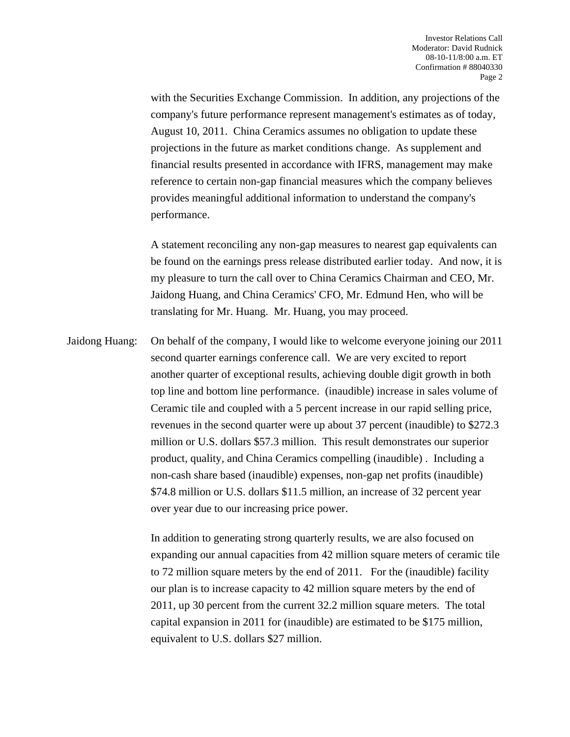with the Securities Exchange Commission. In addition, any projections of the company's future performance represent management's estimates as of today, August 10, 2011. China Ceramics assumes no obligation to update these projections in the future as market conditions change. As supplement and financial results presented in accordance with IFRS, management may make reference to certain non-gap financial measures which the company believes provides meaningful additional information to understand the company's performance.

A statement reconciling any non-gap measures to nearest gap equivalents can be found on the earnings press release distributed earlier today. And now, it is my pleasure to turn the call over to China Ceramics Chairman and CEO, Mr. Jaidong Huang, and China Ceramics' CFO, Mr. Edmund Hen, who will be translating for Mr. Huang. Mr. Huang, you may proceed.

Jaidong Huang: On behalf of the company, I would like to welcome everyone joining our 2011 second quarter earnings conference call. We are very excited to report another quarter of exceptional results, achieving double digit growth in both top line and bottom line performance. (inaudible) increase in sales volume of Ceramic tile and coupled with a 5 percent increase in our rapid selling price, revenues in the second quarter were up about 37 percent (inaudible) to $272.3 million or U.S. dollars $57.3 million. This result demonstrates our superior product, quality, and China Ceramics compelling (inaudible) . Including a non-cash share based (inaudible) expenses, non-gap net profits (inaudible) $74.8 million or U.S. dollars $11.5 million, an increase of 32 percent year over year due to our increasing price power.

In addition to generating strong quarterly results, we are also focused on expanding our annual capacities from 42 million square meters of ceramic tile to 72 million square meters by the end of 2011. For the (inaudible) facility our plan is to increase capacity to 42 million square meters by the end of 2011, up 30 percent from the current 32.2 million square meters. The total capital expansion in 2011 for (inaudible) are estimated to be $175 million, equivalent to U.S. dollars $27 million.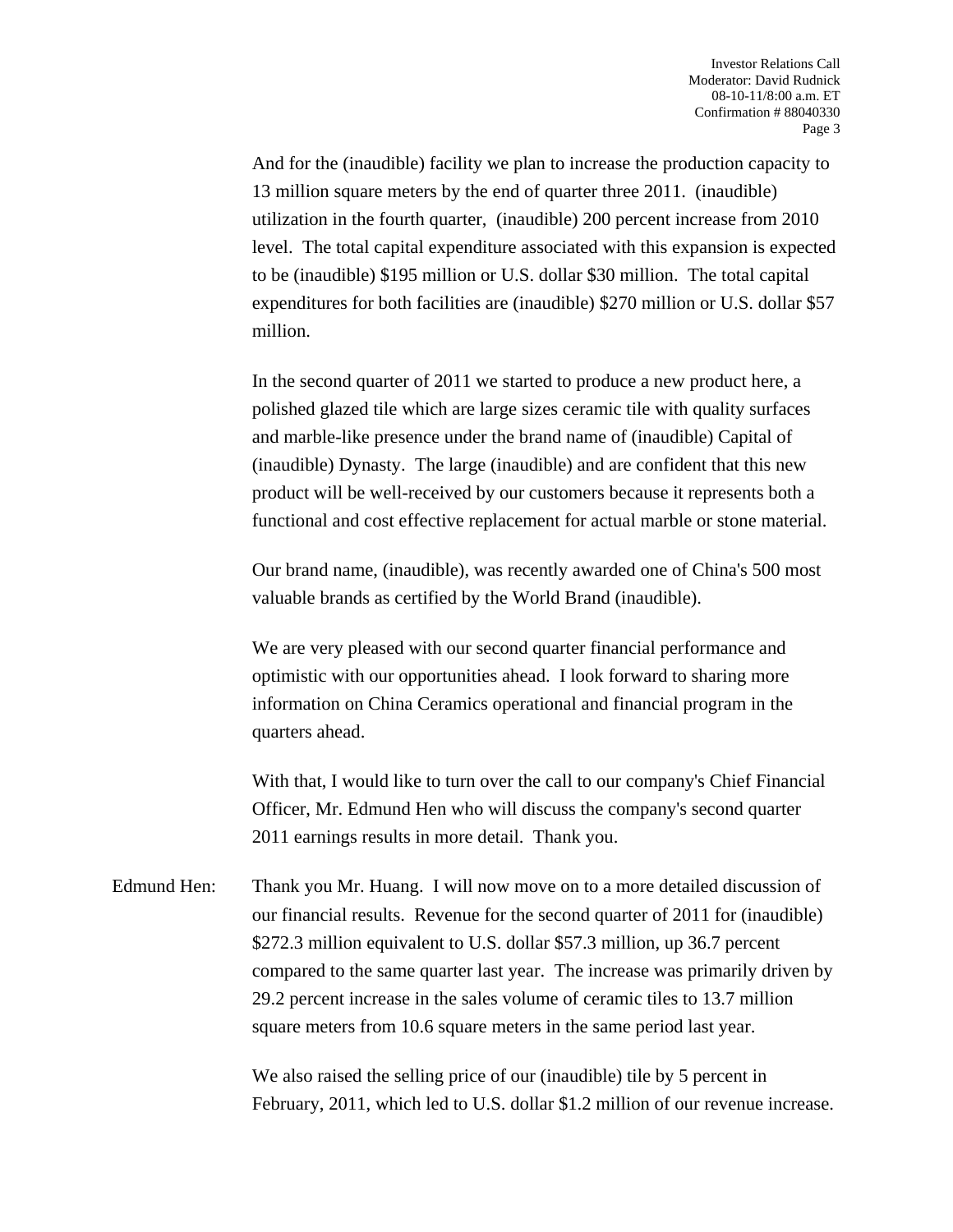And for the (inaudible) facility we plan to increase the production capacity to 13 million square meters by the end of quarter three 2011. (inaudible) utilization in the fourth quarter, (inaudible) 200 percent increase from 2010 level. The total capital expenditure associated with this expansion is expected to be (inaudible) $195 million or U.S. dollar $30 million. The total capital expenditures for both facilities are (inaudible) $270 million or U.S. dollar $57 million.

In the second quarter of 2011 we started to produce a new product here, a polished glazed tile which are large sizes ceramic tile with quality surfaces and marble-like presence under the brand name of (inaudible) Capital of (inaudible) Dynasty. The large (inaudible) and are confident that this new product will be well-received by our customers because it represents both a functional and cost effective replacement for actual marble or stone material.

Our brand name, (inaudible), was recently awarded one of China's 500 most valuable brands as certified by the World Brand (inaudible).

We are very pleased with our second quarter financial performance and optimistic with our opportunities ahead. I look forward to sharing more information on China Ceramics operational and financial program in the quarters ahead.

With that, I would like to turn over the call to our company's Chief Financial Officer, Mr. Edmund Hen who will discuss the company's second quarter 2011 earnings results in more detail. Thank you.

Edmund Hen: Thank you Mr. Huang. I will now move on to a more detailed discussion of our financial results. Revenue for the second quarter of 2011 for (inaudible) $272.3 million equivalent to U.S. dollar $57.3 million, up 36.7 percent compared to the same quarter last year. The increase was primarily driven by 29.2 percent increase in the sales volume of ceramic tiles to 13.7 million square meters from 10.6 square meters in the same period last year.

We also raised the selling price of our (inaudible) tile by 5 percent in February, 2011, which led to U.S. dollar $1.2 million of our revenue increase.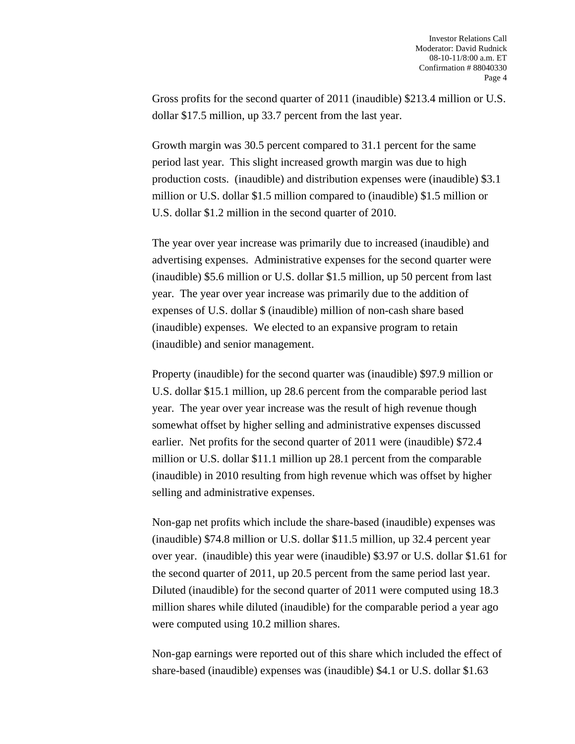Gross profits for the second quarter of 2011 (inaudible) $213.4 million or U.S. dollar $17.5 million, up 33.7 percent from the last year.

Growth margin was 30.5 percent compared to 31.1 percent for the same period last year. This slight increased growth margin was due to high production costs. (inaudible) and distribution expenses were (inaudible) $3.1 million or U.S. dollar $1.5 million compared to (inaudible) $1.5 million or U.S. dollar $1.2 million in the second quarter of 2010.

The year over year increase was primarily due to increased (inaudible) and advertising expenses. Administrative expenses for the second quarter were (inaudible) $5.6 million or U.S. dollar $1.5 million, up 50 percent from last year. The year over year increase was primarily due to the addition of expenses of U.S. dollar $ (inaudible) million of non-cash share based (inaudible) expenses. We elected to an expansive program to retain (inaudible) and senior management.

Property (inaudible) for the second quarter was (inaudible) $97.9 million or U.S. dollar $15.1 million, up 28.6 percent from the comparable period last year. The year over year increase was the result of high revenue though somewhat offset by higher selling and administrative expenses discussed earlier. Net profits for the second quarter of 2011 were (inaudible) $72.4 million or U.S. dollar $11.1 million up 28.1 percent from the comparable (inaudible) in 2010 resulting from high revenue which was offset by higher selling and administrative expenses.

Non-gap net profits which include the share-based (inaudible) expenses was (inaudible) $74.8 million or U.S. dollar $11.5 million, up 32.4 percent year over year. (inaudible) this year were (inaudible) $3.97 or U.S. dollar $1.61 for the second quarter of 2011, up 20.5 percent from the same period last year. Diluted (inaudible) for the second quarter of 2011 were computed using 18.3 million shares while diluted (inaudible) for the comparable period a year ago were computed using 10.2 million shares.

Non-gap earnings were reported out of this share which included the effect of share-based (inaudible) expenses was (inaudible) $4.1 or U.S. dollar $1.63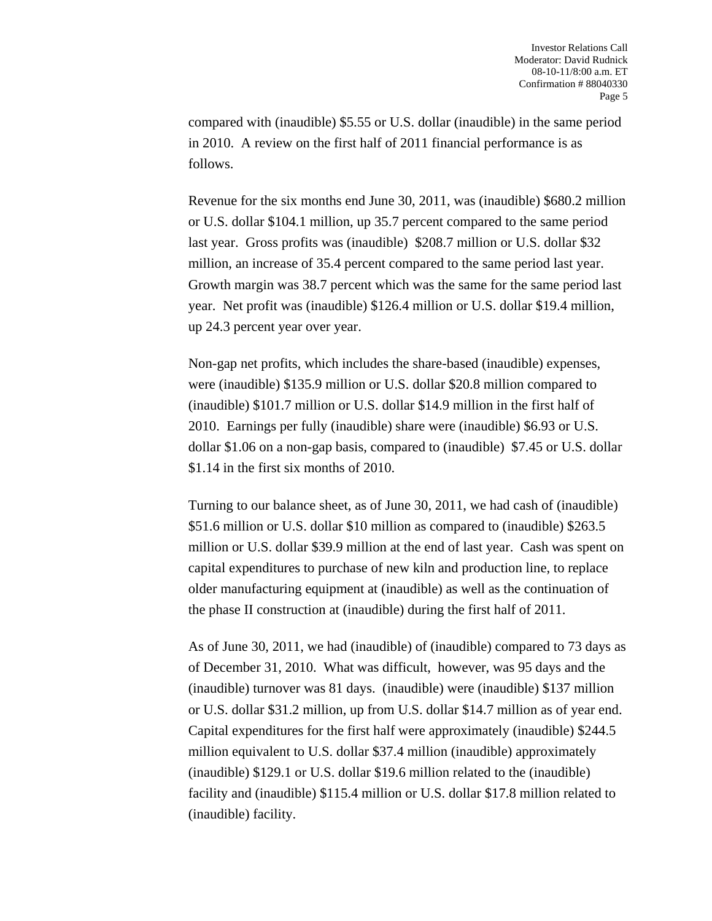compared with (inaudible) $5.55 or U.S. dollar (inaudible) in the same period in 2010. A review on the first half of 2011 financial performance is as follows.

Revenue for the six months end June 30, 2011, was (inaudible) $680.2 million or U.S. dollar $104.1 million, up 35.7 percent compared to the same period last year. Gross profits was (inaudible) $208.7 million or U.S. dollar $32 million, an increase of 35.4 percent compared to the same period last year. Growth margin was 38.7 percent which was the same for the same period last year. Net profit was (inaudible) $126.4 million or U.S. dollar $19.4 million, up 24.3 percent year over year.

Non-gap net profits, which includes the share-based (inaudible) expenses, were (inaudible) $135.9 million or U.S. dollar $20.8 million compared to (inaudible) $101.7 million or U.S. dollar $14.9 million in the first half of 2010. Earnings per fully (inaudible) share were (inaudible) $6.93 or U.S. dollar $1.06 on a non-gap basis, compared to (inaudible) $7.45 or U.S. dollar $1.14 in the first six months of 2010.

Turning to our balance sheet, as of June 30, 2011, we had cash of (inaudible) $51.6 million or U.S. dollar $10 million as compared to (inaudible) $263.5 million or U.S. dollar $39.9 million at the end of last year. Cash was spent on capital expenditures to purchase of new kiln and production line, to replace older manufacturing equipment at (inaudible) as well as the continuation of the phase II construction at (inaudible) during the first half of 2011.

As of June 30, 2011, we had (inaudible) of (inaudible) compared to 73 days as of December 31, 2010. What was difficult, however, was 95 days and the (inaudible) turnover was 81 days. (inaudible) were (inaudible) $137 million or U.S. dollar $31.2 million, up from U.S. dollar $14.7 million as of year end. Capital expenditures for the first half were approximately (inaudible) $244.5 million equivalent to U.S. dollar $37.4 million (inaudible) approximately (inaudible) $129.1 or U.S. dollar $19.6 million related to the (inaudible) facility and (inaudible) $115.4 million or U.S. dollar $17.8 million related to (inaudible) facility.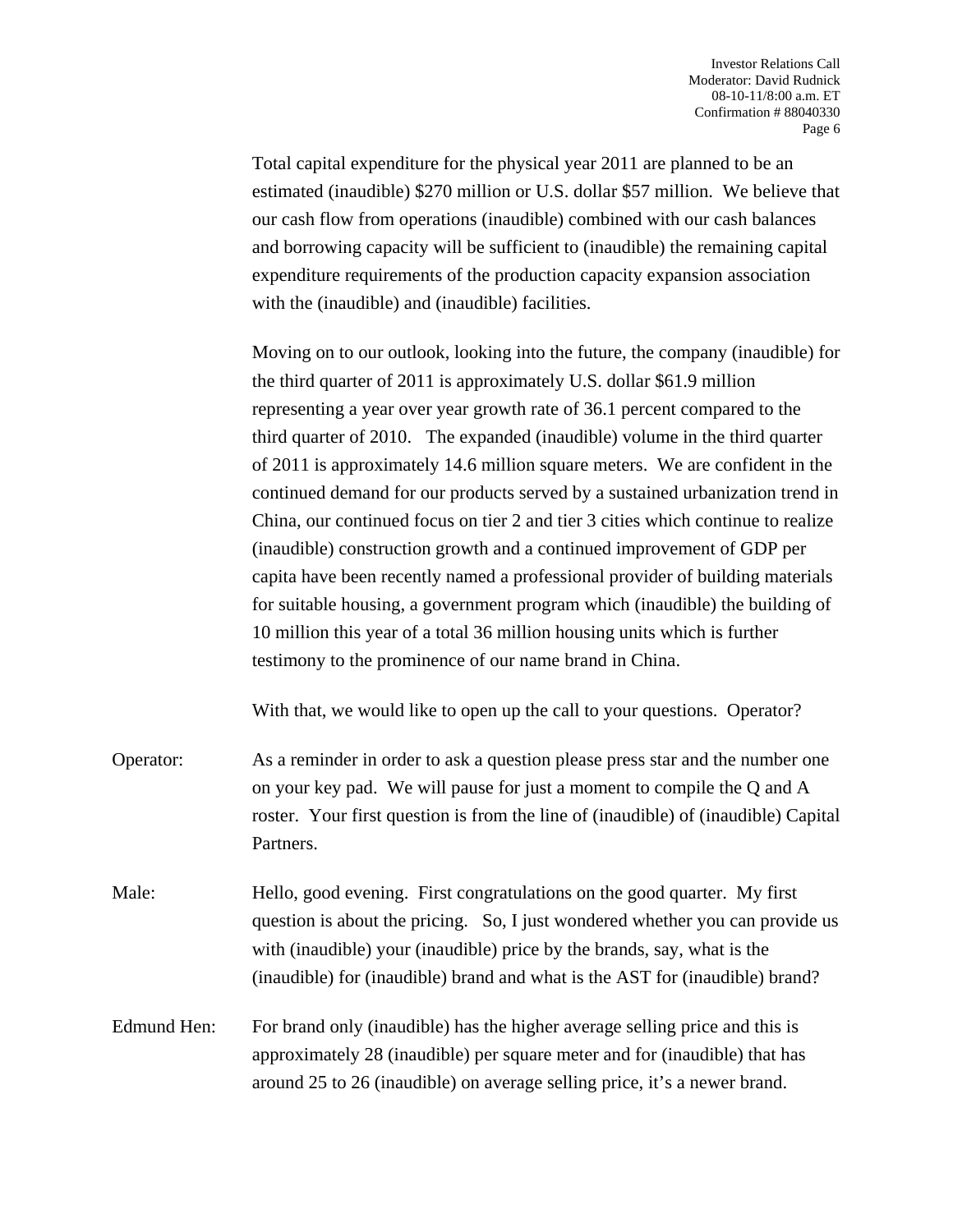Total capital expenditure for the physical year 2011 are planned to be an estimated (inaudible) $270 million or U.S. dollar $57 million. We believe that our cash flow from operations (inaudible) combined with our cash balances and borrowing capacity will be sufficient to (inaudible) the remaining capital expenditure requirements of the production capacity expansion association with the (inaudible) and (inaudible) facilities.

Moving on to our outlook, looking into the future, the company (inaudible) for the third quarter of 2011 is approximately U.S. dollar $61.9 million representing a year over year growth rate of 36.1 percent compared to the third quarter of 2010. The expanded (inaudible) volume in the third quarter of 2011 is approximately 14.6 million square meters. We are confident in the continued demand for our products served by a sustained urbanization trend in China, our continued focus on tier 2 and tier 3 cities which continue to realize (inaudible) construction growth and a continued improvement of GDP per capita have been recently named a professional provider of building materials for suitable housing, a government program which (inaudible) the building of 10 million this year of a total 36 million housing units which is further testimony to the prominence of our name brand in China.

With that, we would like to open up the call to your questions. Operator?

Operator: As a reminder in order to ask a question please press star and the number one on your key pad. We will pause for just a moment to compile the Q and A roster. Your first question is from the line of (inaudible) of (inaudible) Capital Partners.

Male: Hello, good evening. First congratulations on the good quarter. My first question is about the pricing. So, I just wondered whether you can provide us with (inaudible) your (inaudible) price by the brands, say, what is the (inaudible) for (inaudible) brand and what is the AST for (inaudible) brand?

Edmund Hen: For brand only (inaudible) has the higher average selling price and this is approximately 28 (inaudible) per square meter and for (inaudible) that has around 25 to 26 (inaudible) on average selling price, it's a newer brand.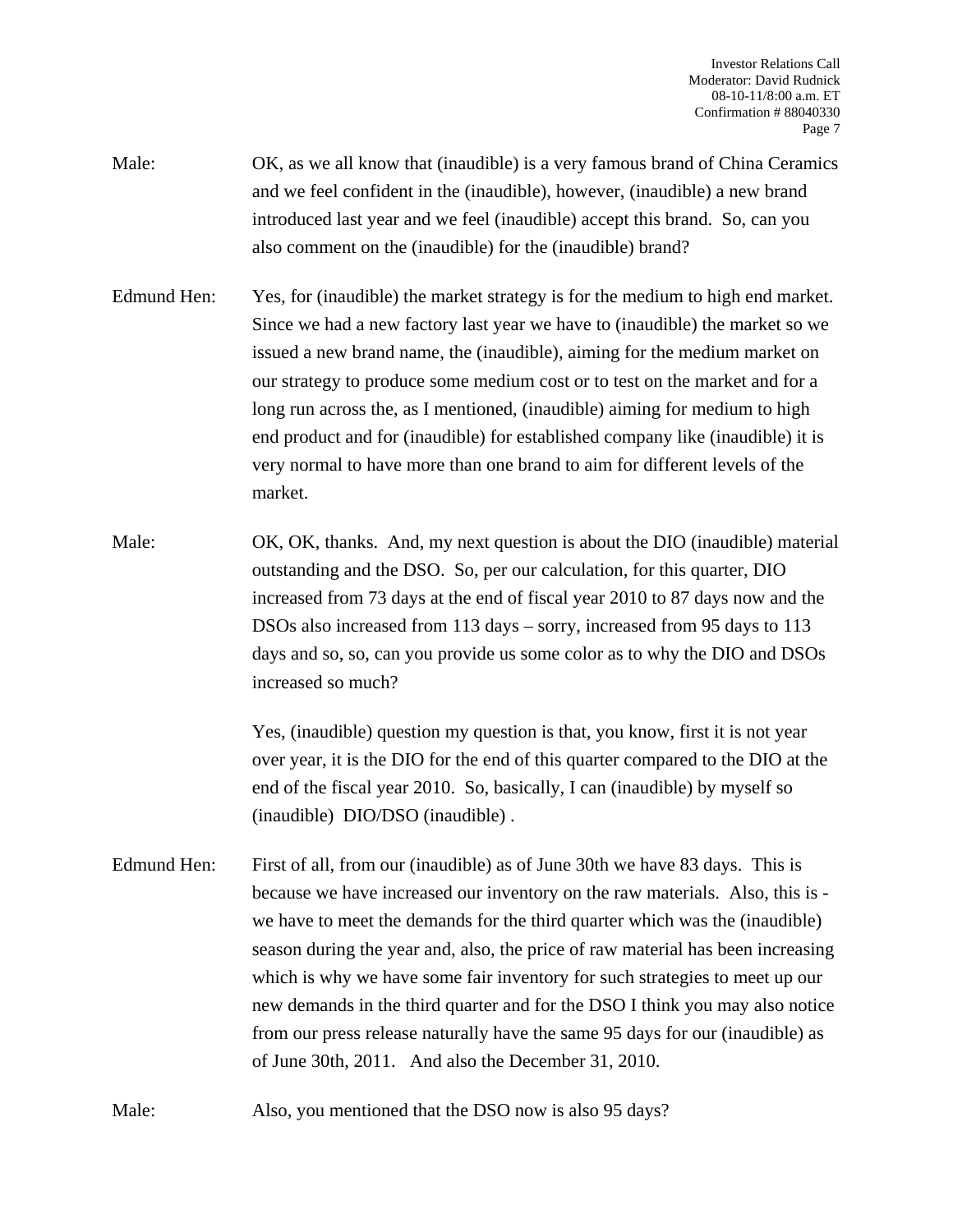Male: OK, as we all know that (inaudible) is a very famous brand of China Ceramics and we feel confident in the (inaudible), however, (inaudible) a new brand introduced last year and we feel (inaudible) accept this brand. So, can you also comment on the (inaudible) for the (inaudible) brand?

Edmund Hen: Yes, for (inaudible) the market strategy is for the medium to high end market. Since we had a new factory last year we have to (inaudible) the market so we issued a new brand name, the (inaudible), aiming for the medium market on our strategy to produce some medium cost or to test on the market and for a long run across the, as I mentioned, (inaudible) aiming for medium to high end product and for (inaudible) for established company like (inaudible) it is very normal to have more than one brand to aim for different levels of the market.

Male: OK, OK, thanks. And, my next question is about the DIO (inaudible) material outstanding and the DSO. So, per our calculation, for this quarter, DIO increased from 73 days at the end of fiscal year 2010 to 87 days now and the DSOs also increased from 113 days – sorry, increased from 95 days to 113 days and so, so, can you provide us some color as to why the DIO and DSOs increased so much?

Yes, (inaudible) question my question is that, you know, first it is not year over year, it is the DIO for the end of this quarter compared to the DIO at the end of the fiscal year 2010. So, basically, I can (inaudible) by myself so (inaudible) DIO/DSO (inaudible) .

Edmund Hen: First of all, from our (inaudible) as of June 30th we have 83 days. This is because we have increased our inventory on the raw materials. Also, this is - we have to meet the demands for the third quarter which was the (inaudible) season during the year and, also, the price of raw material has been increasing which is why we have some fair inventory for such strategies to meet up our new demands in the third quarter and for the DSO I think you may also notice from our press release naturally have the same 95 days for our (inaudible) as of June 30th, 2011. And also the December 31, 2010.

Male: Also, you mentioned that the DSO now is also 95 days?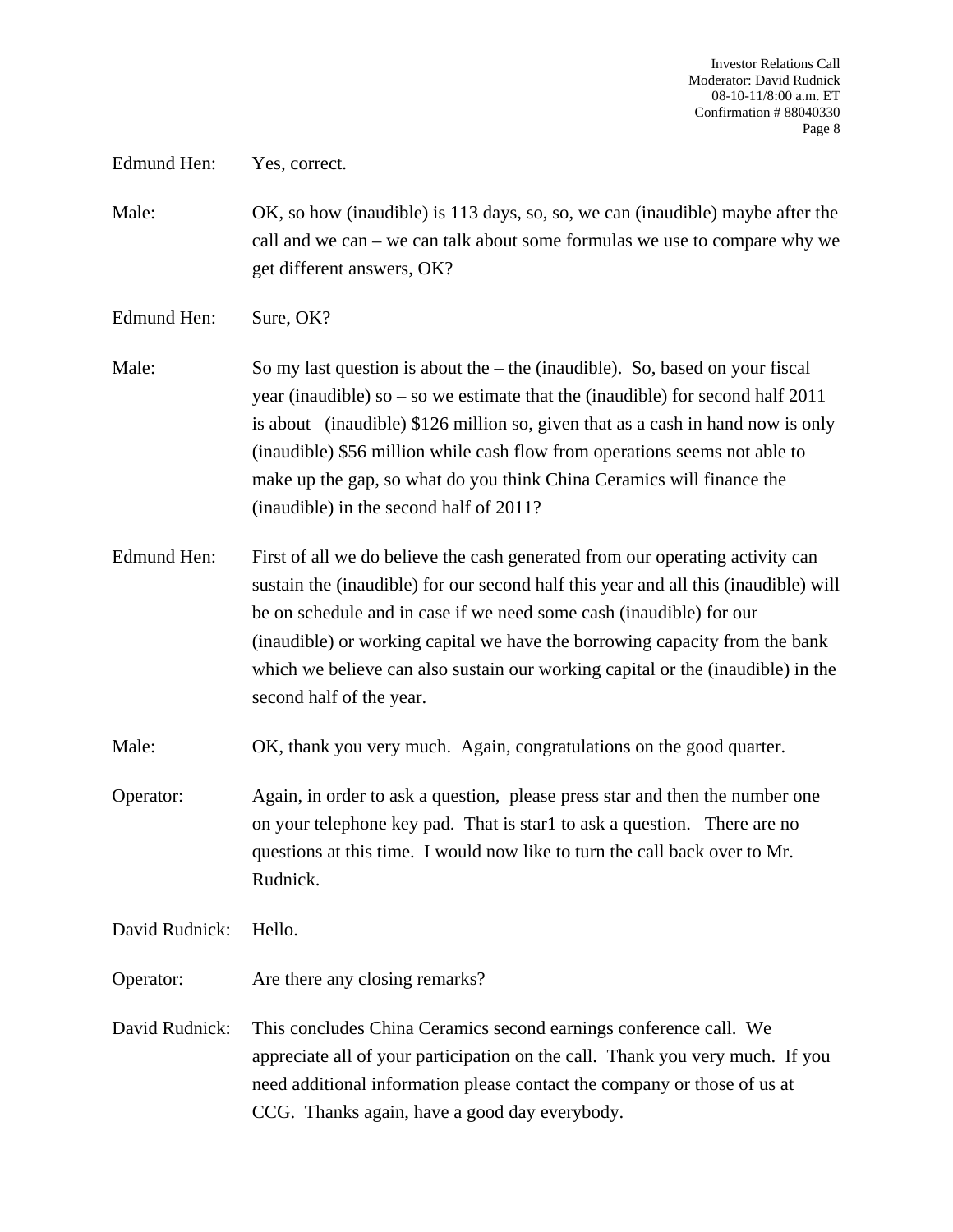Edmund Hen: Yes, correct.

Male: OK, so how (inaudible) is 113 days, so, so, we can (inaudible) maybe after the call and we can – we can talk about some formulas we use to compare why we get different answers, OK?

Edmund Hen: Sure, OK?

Male: So my last question is about the – the (inaudible). So, based on your fiscal year (inaudible) so – so we estimate that the (inaudible) for second half 2011 is about (inaudible) $126 million so, given that as a cash in hand now is only (inaudible) $56 million while cash flow from operations seems not able to make up the gap, so what do you think China Ceramics will finance the (inaudible) in the second half of 2011?

Edmund Hen: First of all we do believe the cash generated from our operating activity can sustain the (inaudible) for our second half this year and all this (inaudible) will be on schedule and in case if we need some cash (inaudible) for our (inaudible) or working capital we have the borrowing capacity from the bank which we believe can also sustain our working capital or the (inaudible) in the second half of the year.

Male: OK, thank you very much. Again, congratulations on the good quarter.

Operator: Again, in order to ask a question, please press star and then the number one on your telephone key pad. That is star1 to ask a question. There are no questions at this time. I would now like to turn the call back over to Mr. Rudnick.

David Rudnick: Hello.

Operator: Are there any closing remarks?

David Rudnick: This concludes China Ceramics second earnings conference call. We appreciate all of your participation on the call. Thank you very much. If you need additional information please contact the company or those of us at CCG. Thanks again, have a good day everybody.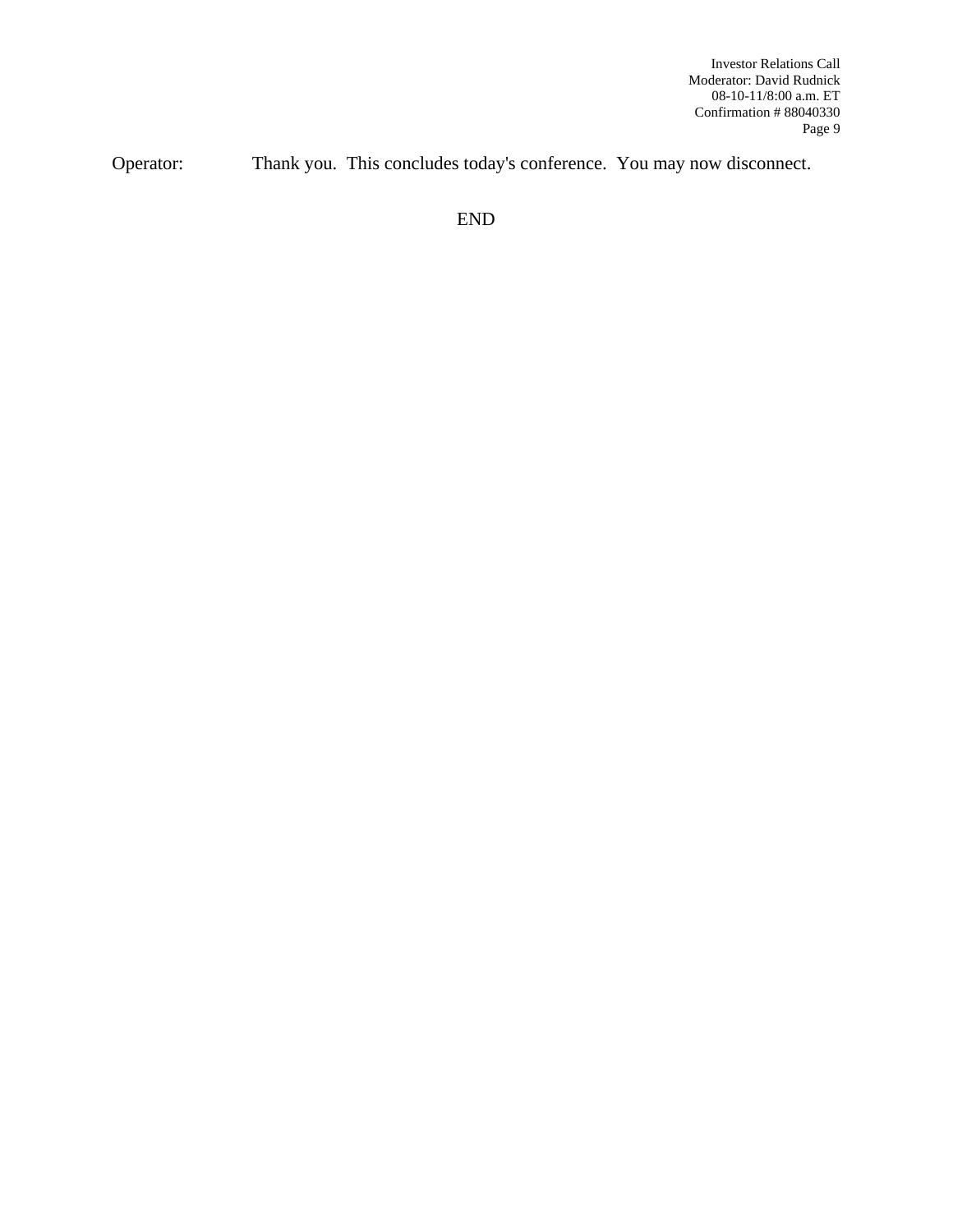Operator: Thank you. This concludes today's conference. You may now disconnect.

END